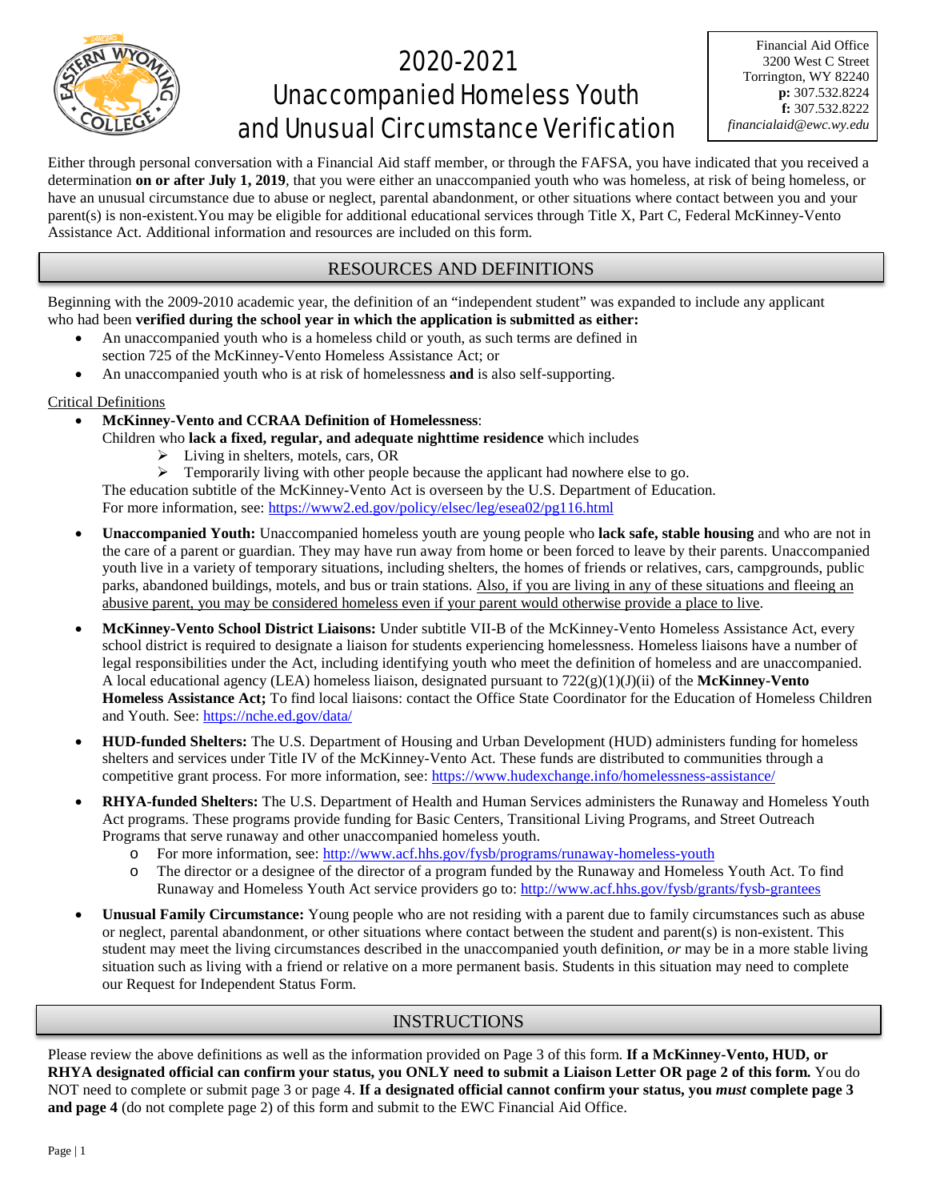# 2020-2021 Unaccompanied Homeless Youth and Unusual Circumstance Verification

Financial Aid Office
3200 West C Street
Torrington, WY 82240
**p:** 307.532.8224
**f:** 307.532.8222
*financialaid@ewc.wy.edu*

Either through personal conversation with a Financial Aid staff member, or through the FAFSA, you have indicated that you received a determination **on or after July 1, 2019**, that you were either an unaccompanied youth who was homeless, at risk of being homeless, or have an unusual circumstance due to abuse or neglect, parental abandonment, or other situations where contact between you and your parent(s) is non-existent.You may be eligible for additional educational services through Title X, Part C, Federal McKinney-Vento Assistance Act. Additional information and resources are included on this form.

## RESOURCES AND DEFINITIONS

Beginning with the 2009-2010 academic year, the definition of an "independent student" was expanded to include any applicant who had been **verified during the school year in which the application is submitted as either:**

- An unaccompanied youth who is a homeless child or youth, as such terms are defined in section 725 of the McKinney-Vento Homeless Assistance Act; or
- An unaccompanied youth who is at risk of homelessness **and** is also self-supporting.

Critical Definitions

- **McKinney-Vento and CCRAA Definition of Homelessness**:
  Children who **lack a fixed, regular, and adequate nighttime residence** which includes
  - Living in shelters, motels, cars, OR
  - Temporarily living with other people because the applicant had nowhere else to go.

  The education subtitle of the McKinney-Vento Act is overseen by the U.S. Department of Education.
  For more information, see: https://www2.ed.gov/policy/elsec/leg/esea02/pg116.html
- **Unaccompanied Youth:** Unaccompanied homeless youth are young people who **lack safe, stable housing** and who are not in the care of a parent or guardian. They may have run away from home or been forced to leave by their parents. Unaccompanied youth live in a variety of temporary situations, including shelters, the homes of friends or relatives, cars, campgrounds, public parks, abandoned buildings, motels, and bus or train stations. Also, if you are living in any of these situations and fleeing an abusive parent, you may be considered homeless even if your parent would otherwise provide a place to live.
- **McKinney-Vento School District Liaisons:** Under subtitle VII-B of the McKinney-Vento Homeless Assistance Act, every school district is required to designate a liaison for students experiencing homelessness. Homeless liaisons have a number of legal responsibilities under the Act, including identifying youth who meet the definition of homeless and are unaccompanied. A local educational agency (LEA) homeless liaison, designated pursuant to 722(g)(1)(J)(ii) of the **McKinney-Vento Homeless Assistance Act;** To find local liaisons: contact the Office State Coordinator for the Education of Homeless Children and Youth. See: https://nche.ed.gov/data/
- **HUD-funded Shelters:** The U.S. Department of Housing and Urban Development (HUD) administers funding for homeless shelters and services under Title IV of the McKinney-Vento Act. These funds are distributed to communities through a competitive grant process. For more information, see: https://www.hudexchange.info/homelessness-assistance/
- **RHYA-funded Shelters:** The U.S. Department of Health and Human Services administers the Runaway and Homeless Youth Act programs. These programs provide funding for Basic Centers, Transitional Living Programs, and Street Outreach Programs that serve runaway and other unaccompanied homeless youth.
  - For more information, see: http://www.acf.hhs.gov/fysb/programs/runaway-homeless-youth
  - The director or a designee of the director of a program funded by the Runaway and Homeless Youth Act. To find Runaway and Homeless Youth Act service providers go to: http://www.acf.hhs.gov/fysb/grants/fysb-grantees
- **Unusual Family Circumstance:** Young people who are not residing with a parent due to family circumstances such as abuse or neglect, parental abandonment, or other situations where contact between the student and parent(s) is non-existent. This student may meet the living circumstances described in the unaccompanied youth definition, *or* may be in a more stable living situation such as living with a friend or relative on a more permanent basis. Students in this situation may need to complete our Request for Independent Status Form.

## INSTRUCTIONS

Please review the above definitions as well as the information provided on Page 3 of this form. **If a McKinney-Vento, HUD, or RHYA designated official can confirm your status, you ONLY need to submit a Liaison Letter OR page 2 of this form.** You do NOT need to complete or submit page 3 or page 4. **If a designated official cannot confirm your status, you *must* complete page 3 and page 4** (do not complete page 2) of this form and submit to the EWC Financial Aid Office.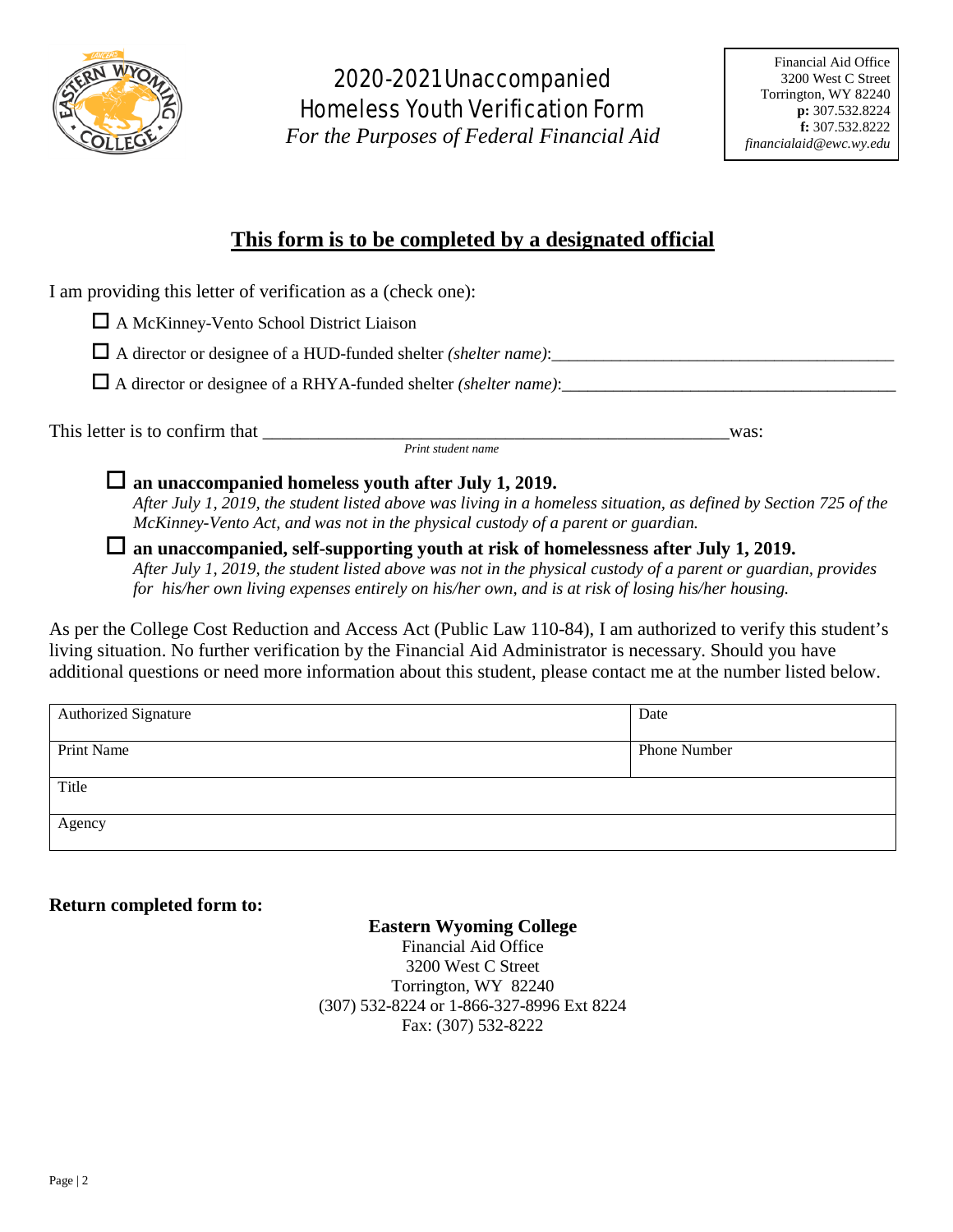# 2020-2021 Unaccompanied Homeless Youth Verification Form

*For the Purposes of Federal Financial Aid*

Financial Aid Office
3200 West C Street
Torrington, WY 82240
**p:** 307.532.8224
**f:** 307.532.8222
*financialaid@ewc.wy.edu*

## This form is to be completed by a designated official

I am providing this letter of verification as a (check one):

☐ A McKinney-Vento School District Liaison

☐ A director or designee of a HUD-funded shelter *(shelter name)*:________________________________________

☐ A director or designee of a RHYA-funded shelter *(shelter name)*:________________________________________

This letter is to confirm that ______________________________________________________ was:

*Print student name*

☐ **an unaccompanied homeless youth after July 1, 2019.**
*After July 1, 2019, the student listed above was living in a homeless situation, as defined by Section 725 of the McKinney-Vento Act, and was not in the physical custody of a parent or guardian.*

☐ **an unaccompanied, self-supporting youth at risk of homelessness after July 1, 2019.**
*After July 1, 2019, the student listed above was not in the physical custody of a parent or guardian, provides for his/her own living expenses entirely on his/her own, and is at risk of losing his/her housing.*

As per the College Cost Reduction and Access Act (Public Law 110-84), I am authorized to verify this student's living situation. No further verification by the Financial Aid Administrator is necessary. Should you have additional questions or need more information about this student, please contact me at the number listed below.

| Authorized Signature | Date |
| --- | --- |
| Print Name | Phone Number |
| Title | |
| Agency | |

**Return completed form to:**

**Eastern Wyoming College**
Financial Aid Office
3200 West C Street
Torrington, WY 82240
(307) 532-8224 or 1-866-327-8996 Ext 8224
Fax: (307) 532-8222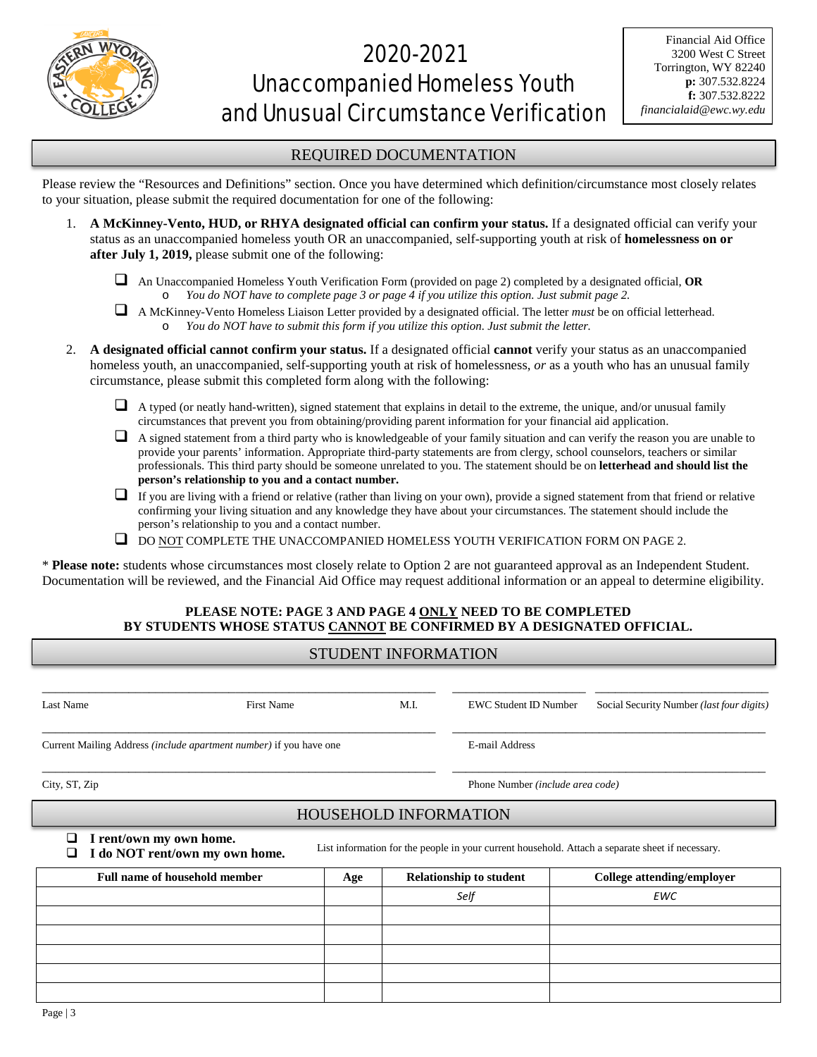# 2020-2021 Unaccompanied Homeless Youth and Unusual Circumstance Verification

Financial Aid Office
3200 West C Street
Torrington, WY 82240
**p:** 307.532.8224
**f:** 307.532.8222
*financialaid@ewc.wy.edu*

## REQUIRED DOCUMENTATION

Please review the "Resources and Definitions" section. Once you have determined which definition/circumstance most closely relates to your situation, please submit the required documentation for one of the following:

1. **A McKinney-Vento, HUD, or RHYA designated official can confirm your status.** If a designated official can verify your status as an unaccompanied homeless youth OR an unaccompanied, self-supporting youth at risk of **homelessness on or after July 1, 2019,** please submit one of the following:
   - ❑ An Unaccompanied Homeless Youth Verification Form (provided on page 2) completed by a designated official, **OR**
     - *You do NOT have to complete page 3 or page 4 if you utilize this option. Just submit page 2.*
   - ❑ A McKinney-Vento Homeless Liaison Letter provided by a designated official. The letter *must* be on official letterhead.
     - *You do NOT have to submit this form if you utilize this option. Just submit the letter.*

2. **A designated official cannot confirm your status.** If a designated official **cannot** verify your status as an unaccompanied homeless youth, an unaccompanied, self-supporting youth at risk of homelessness, *or* as a youth who has an unusual family circumstance, please submit this completed form along with the following:
   - ❑ A typed (or neatly hand-written), signed statement that explains in detail to the extreme, the unique, and/or unusual family circumstances that prevent you from obtaining/providing parent information for your financial aid application.
   - ❑ A signed statement from a third party who is knowledgeable of your family situation and can verify the reason you are unable to provide your parents' information. Appropriate third-party statements are from clergy, school counselors, teachers or similar professionals. This third party should be someone unrelated to you. The statement should be on **letterhead and should list the person's relationship to you and a contact number.**
   - ❑ If you are living with a friend or relative (rather than living on your own), provide a signed statement from that friend or relative confirming your living situation and any knowledge they have about your circumstances. The statement should include the person's relationship to you and a contact number.
   - ❑ DO NOT COMPLETE THE UNACCOMPANIED HOMELESS YOUTH VERIFICATION FORM ON PAGE 2.

\* **Please note:** students whose circumstances most closely relate to Option 2 are not guaranteed approval as an Independent Student. Documentation will be reviewed, and the Financial Aid Office may request additional information or an appeal to determine eligibility.

**PLEASE NOTE: PAGE 3 AND PAGE 4 ONLY NEED TO BE COMPLETED BY STUDENTS WHOSE STATUS CANNOT BE CONFIRMED BY A DESIGNATED OFFICIAL.**

## STUDENT INFORMATION

Last Name _______ First Name _______ M.I. _______ EWC Student ID Number _______ Social Security Number *(last four digits)* _______

Current Mailing Address *(include apartment number)* if you have one _______ E-mail Address _______

City, ST, Zip _______ Phone Number *(include area code)* _______

## HOUSEHOLD INFORMATION

- ❑ **I rent/own my own home.**
- ❑ **I do NOT rent/own my own home.**

List information for the people in your current household. Attach a separate sheet if necessary.

| Full name of household member | Age | Relationship to student | College attending/employer |
|---|---|---|---|
| | | *Self* | *EWC* |
| | | | |
| | | | |
| | | | |
| | | | |
| | | | |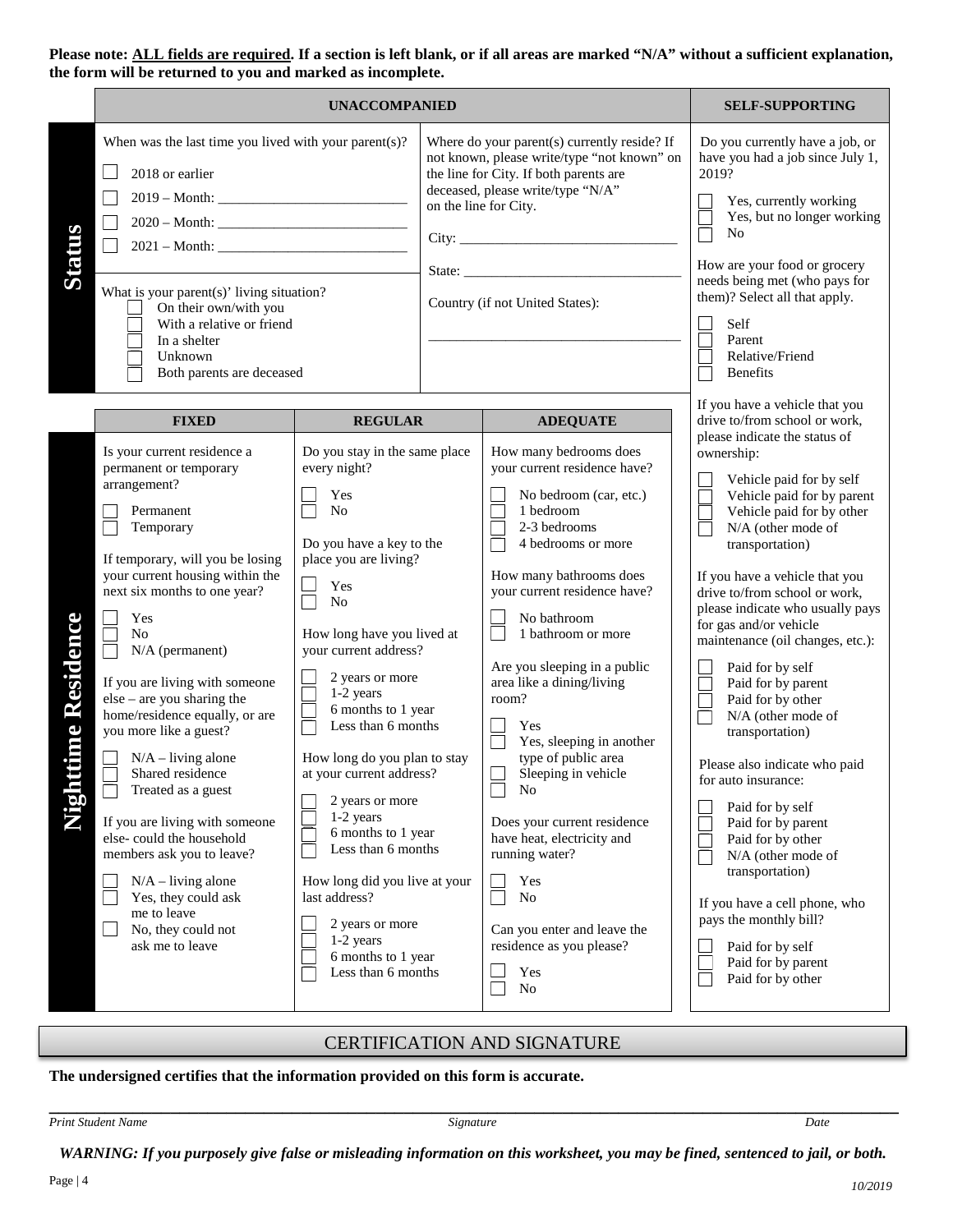**Please note: ALL fields are required. If a section is left blank, or if all areas are marked "N/A" without a sufficient explanation, the form will be returned to you and marked as incomplete.**

## Status

### UNACCOMPANIED

When was the last time you lived with your parent(s)?

- ☐ 2018 or earlier
- ☐ 2019 – Month: ___________________________
- ☐ 2020 – Month: ___________________________
- ☐ 2021 – Month: ___________________________

What is your parent(s)' living situation?

- ☐ On their own/with you
- ☐ With a relative or friend
- ☐ In a shelter
- ☐ Unknown
- ☐ Both parents are deceased

Where do your parent(s) currently reside? If not known, please write/type "not known" on the line for City. If both parents are deceased, please write/type "N/A" on the line for City.

City: _______________________________

State: _______________________________

Country (if not United States):

___________________________________

### SELF-SUPPORTING

Do you currently have a job, or have you had a job since July 1, 2019?

- ☐ Yes, currently working
- ☐ Yes, but no longer working
- ☐ No

How are your food or grocery needs being met (who pays for them)? Select all that apply.

- ☐ Self
- ☐ Parent
- ☐ Relative/Friend
- ☐ Benefits

If you have a vehicle that you drive to/from school or work, please indicate the status of ownership:

- ☐ Vehicle paid for by self
- ☐ Vehicle paid for by parent
- ☐ Vehicle paid for by other
- ☐ N/A (other mode of transportation)

If you have a vehicle that you drive to/from school or work, please indicate who usually pays for gas and/or vehicle maintenance (oil changes, etc.):

- ☐ Paid for by self
- ☐ Paid for by parent
- ☐ Paid for by other
- ☐ N/A (other mode of transportation)

Please also indicate who paid for auto insurance:

- ☐ Paid for by self
- ☐ Paid for by parent
- ☐ Paid for by other
- ☐ N/A (other mode of transportation)

If you have a cell phone, who pays the monthly bill?

- ☐ Paid for by self
- ☐ Paid for by parent
- ☐ Paid for by other

## Nighttime Residence

### FIXED

Is your current residence a permanent or temporary arrangement?

- ☐ Permanent
- ☐ Temporary

If temporary, will you be losing your current housing within the next six months to one year?

- ☐ Yes
- ☐ No
- ☐ N/A (permanent)

If you are living with someone else – are you sharing the home/residence equally, or are you more like a guest?

- ☐ N/A – living alone
- ☐ Shared residence
- ☐ Treated as a guest

If you are living with someone else- could the household members ask you to leave?

- ☐ N/A – living alone
- ☐ Yes, they could ask me to leave
- ☐ No, they could not ask me to leave

### REGULAR

Do you stay in the same place every night?

- ☐ Yes
- ☐ No

Do you have a key to the place you are living?

- ☐ Yes
- ☐ No

How long have you lived at your current address?

- ☐ 2 years or more
- ☐ 1-2 years
- ☐ 6 months to 1 year
- ☐ Less than 6 months

How long do you plan to stay at your current address?

- ☐ 2 years or more
- ☐ 1-2 years
- ☐ 6 months to 1 year
- ☐ Less than 6 months

How long did you live at your last address?

- ☐ 2 years or more
- ☐ 1-2 years
- ☐ 6 months to 1 year
- ☐ Less than 6 months

### ADEQUATE

How many bedrooms does your current residence have?

- ☐ No bedroom (car, etc.)
- ☐ 1 bedroom
- ☐ 2-3 bedrooms
- ☐ 4 bedrooms or more

How many bathrooms does your current residence have?

- ☐ No bathroom
- ☐ 1 bathroom or more

Are you sleeping in a public area like a dining/living room?

- ☐ Yes
- ☐ Yes, sleeping in another type of public area
- ☐ Sleeping in vehicle
- ☐ No

Does your current residence have heat, electricity and running water?

- ☐ Yes
- ☐ No

Can you enter and leave the residence as you please?

- ☐ Yes
- ☐ No

## CERTIFICATION AND SIGNATURE

**The undersigned certifies that the information provided on this form is accurate.**

_________________________________________________________________________________

*Print Student Name* *Signature* *Date*

***WARNING: If you purposely give false or misleading information on this worksheet, you may be fined, sentenced to jail, or both.***

*10/2019*